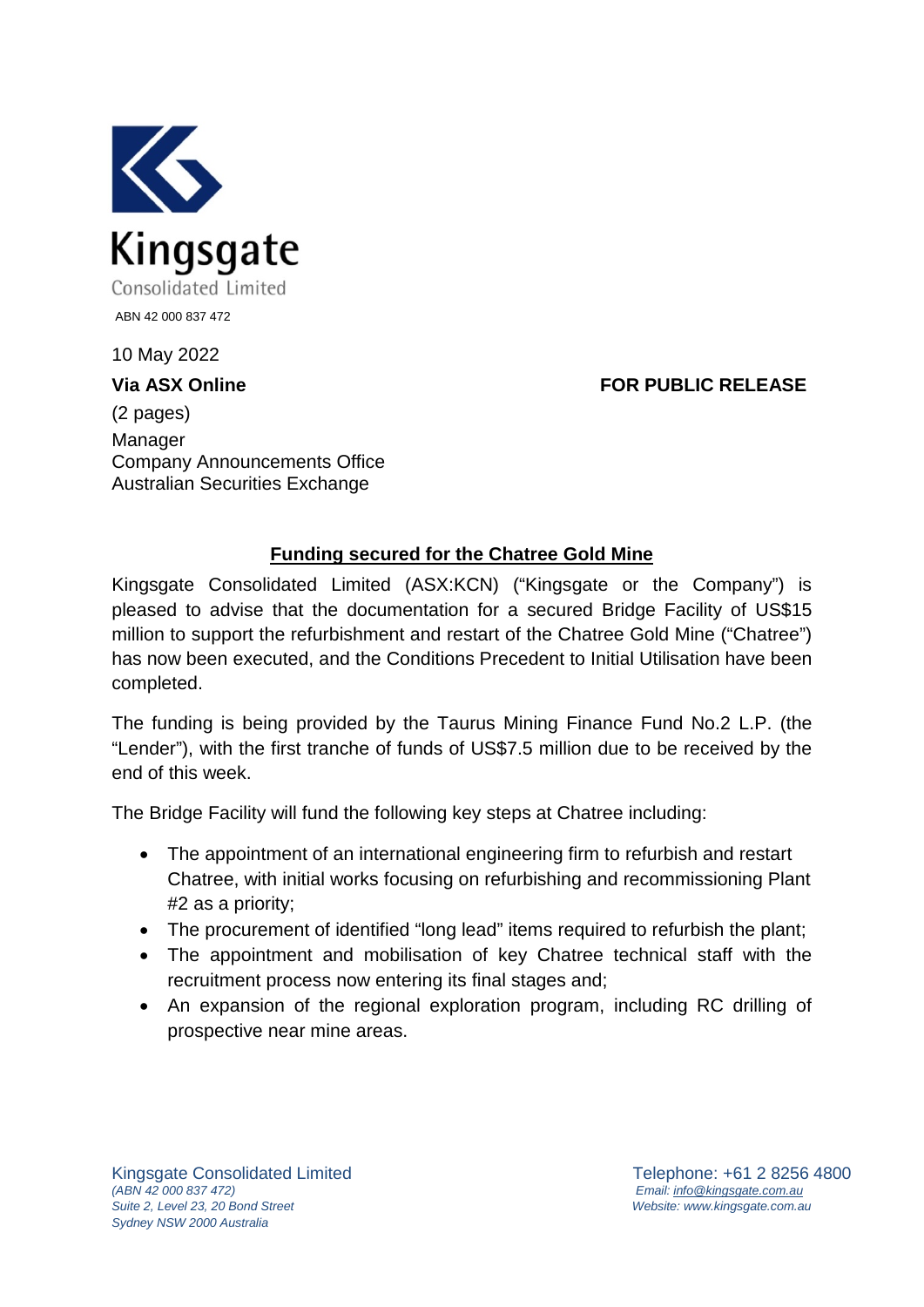Kingsgate Consolidated Limited

ABN 42 000 837 472

10 May 2022

**Via ASX Online**

**FOR PUBLIC RELEASE**

(2 pages)

Manager
Company Announcements Office
Australian Securities Exchange

## Funding secured for the Chatree Gold Mine

Kingsgate Consolidated Limited (ASX:KCN) ("Kingsgate or the Company") is pleased to advise that the documentation for a secured Bridge Facility of US$15 million to support the refurbishment and restart of the Chatree Gold Mine ("Chatree") has now been executed, and the Conditions Precedent to Initial Utilisation have been completed.

The funding is being provided by the Taurus Mining Finance Fund No.2 L.P. (the "Lender"), with the first tranche of funds of US$7.5 million due to be received by the end of this week.

The Bridge Facility will fund the following key steps at Chatree including:

- The appointment of an international engineering firm to refurbish and restart Chatree, with initial works focusing on refurbishing and recommissioning Plant #2 as a priority;
- The procurement of identified "long lead" items required to refurbish the plant;
- The appointment and mobilisation of key Chatree technical staff with the recruitment process now entering its final stages and;
- An expansion of the regional exploration program, including RC drilling of prospective near mine areas.

Kingsgate Consolidated Limited
*(ABN 42 000 837 472)*
*Suite 2, Level 23, 20 Bond Street*
*Sydney NSW 2000 Australia*

Telephone: +61 2 8256 4800
*Email: info@kingsgate.com.au*
*Website: www.kingsgate.com.au*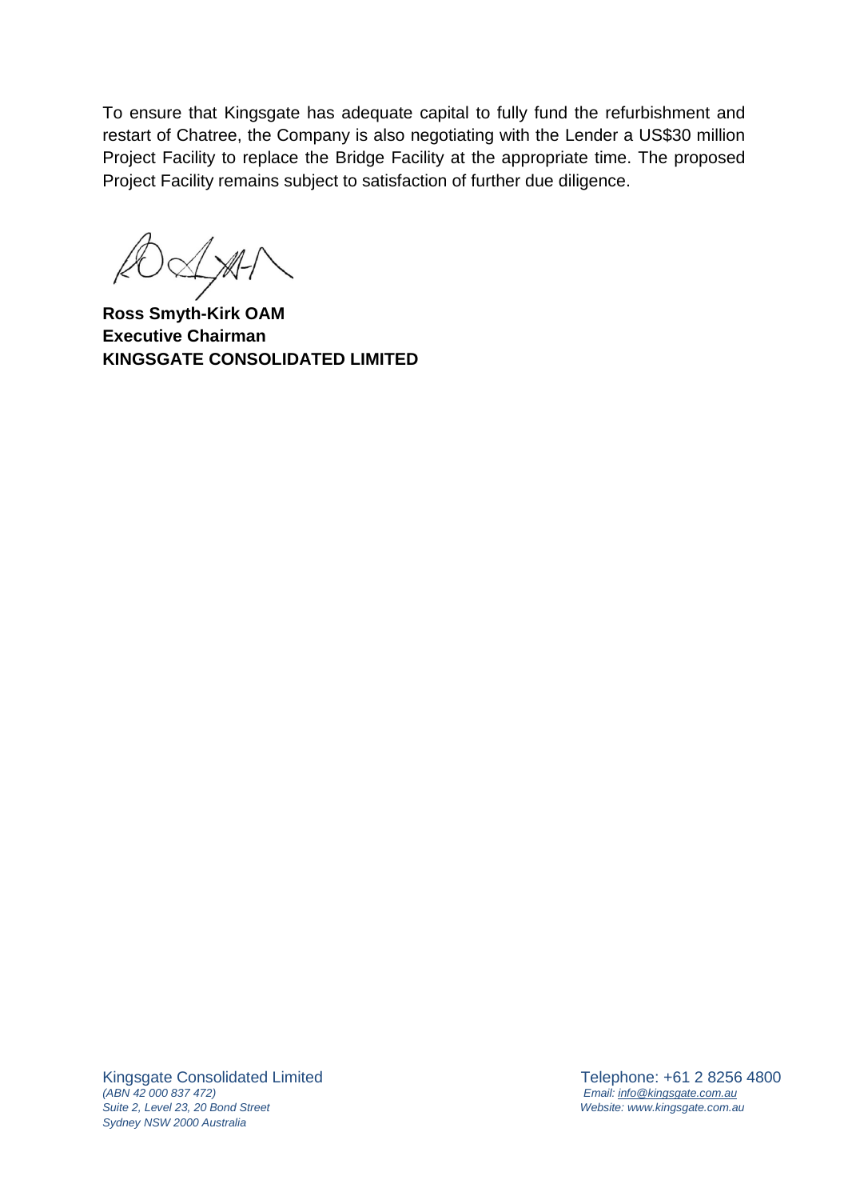To ensure that Kingsgate has adequate capital to fully fund the refurbishment and restart of Chatree, the Company is also negotiating with the Lender a US$30 million Project Facility to replace the Bridge Facility at the appropriate time. The proposed Project Facility remains subject to satisfaction of further due diligence.

**Ross Smyth-Kirk OAM**
**Executive Chairman**
**KINGSGATE CONSOLIDATED LIMITED**

Kingsgate Consolidated Limited
*(ABN 42 000 837 472)*
*Suite 2, Level 23, 20 Bond Street*
*Sydney NSW 2000 Australia*

Telephone: +61 2 8256 4800
*Email: info@kingsgate.com.au*
*Website: www.kingsgate.com.au*